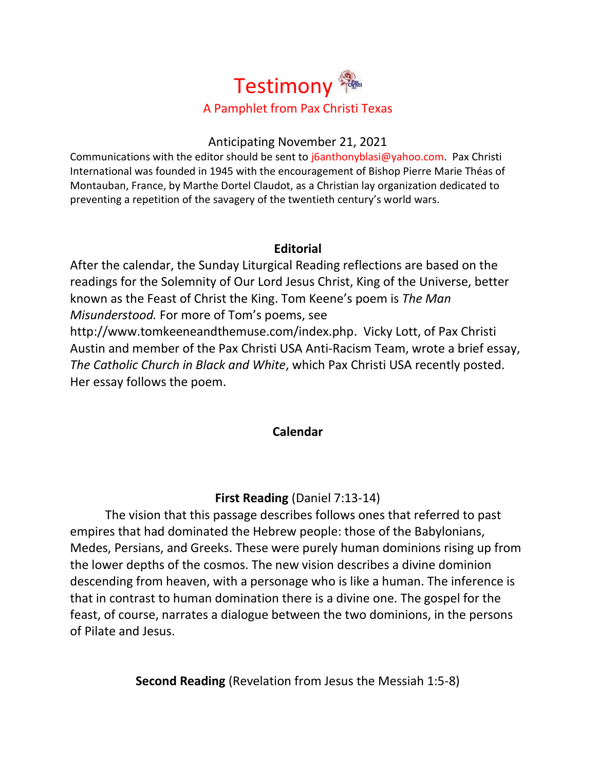# Testimony

## A Pamphlet from Pax Christi Texas

Anticipating November 21, 2021

Communications with the editor should be sent to j6anthonyblasi@yahoo.com. Pax Christi International was founded in 1945 with the encouragement of Bishop Pierre Marie Théas of Montauban, France, by Marthe Dortel Claudot, as a Christian lay organization dedicated to preventing a repetition of the savagery of the twentieth century's world wars.

### Editorial

After the calendar, the Sunday Liturgical Reading reflections are based on the readings for the Solemnity of Our Lord Jesus Christ, King of the Universe, better known as the Feast of Christ the King. Tom Keene's poem is *The Man Misunderstood.* For more of Tom's poems, see http://www.tomkeeneandthemuse.com/index.php. Vicky Lott, of Pax Christi Austin and member of the Pax Christi USA Anti-Racism Team, wrote a brief essay, *The Catholic Church in Black and White*, which Pax Christi USA recently posted. Her essay follows the poem.

### Calendar

### First Reading (Daniel 7:13-14)

The vision that this passage describes follows ones that referred to past empires that had dominated the Hebrew people: those of the Babylonians, Medes, Persians, and Greeks. These were purely human dominions rising up from the lower depths of the cosmos. The new vision describes a divine dominion descending from heaven, with a personage who is like a human. The inference is that in contrast to human domination there is a divine one. The gospel for the feast, of course, narrates a dialogue between the two dominions, in the persons of Pilate and Jesus.

### Second Reading (Revelation from Jesus the Messiah 1:5-8)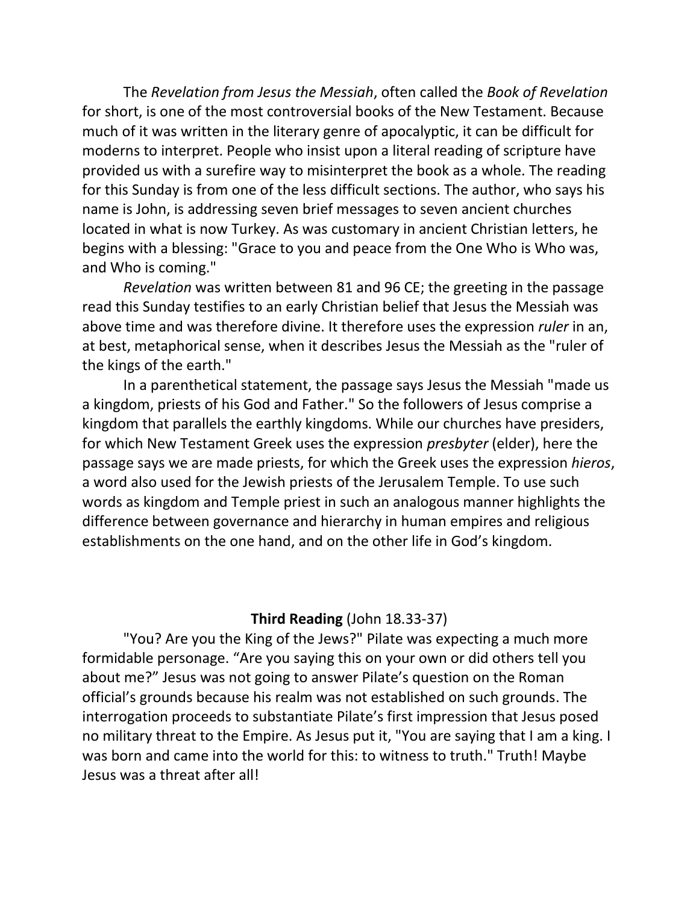The *Revelation from Jesus the Messiah*, often called the *Book of Revelation* for short, is one of the most controversial books of the New Testament. Because much of it was written in the literary genre of apocalyptic, it can be difficult for moderns to interpret. People who insist upon a literal reading of scripture have provided us with a surefire way to misinterpret the book as a whole. The reading for this Sunday is from one of the less difficult sections. The author, who says his name is John, is addressing seven brief messages to seven ancient churches located in what is now Turkey. As was customary in ancient Christian letters, he begins with a blessing: "Grace to you and peace from the One Who is Who was, and Who is coming."

*Revelation* was written between 81 and 96 CE; the greeting in the passage read this Sunday testifies to an early Christian belief that Jesus the Messiah was above time and was therefore divine. It therefore uses the expression *ruler* in an, at best, metaphorical sense, when it describes Jesus the Messiah as the "ruler of the kings of the earth."

In a parenthetical statement, the passage says Jesus the Messiah "made us a kingdom, priests of his God and Father." So the followers of Jesus comprise a kingdom that parallels the earthly kingdoms. While our churches have presiders, for which New Testament Greek uses the expression *presbyter* (elder), here the passage says we are made priests, for which the Greek uses the expression *hieros*, a word also used for the Jewish priests of the Jerusalem Temple. To use such words as kingdom and Temple priest in such an analogous manner highlights the difference between governance and hierarchy in human empires and religious establishments on the one hand, and on the other life in God's kingdom.

**Third Reading** (John 18.33-37)

"You? Are you the King of the Jews?" Pilate was expecting a much more formidable personage. "Are you saying this on your own or did others tell you about me?" Jesus was not going to answer Pilate's question on the Roman official's grounds because his realm was not established on such grounds. The interrogation proceeds to substantiate Pilate's first impression that Jesus posed no military threat to the Empire. As Jesus put it, "You are saying that I am a king. I was born and came into the world for this: to witness to truth." Truth! Maybe Jesus was a threat after all!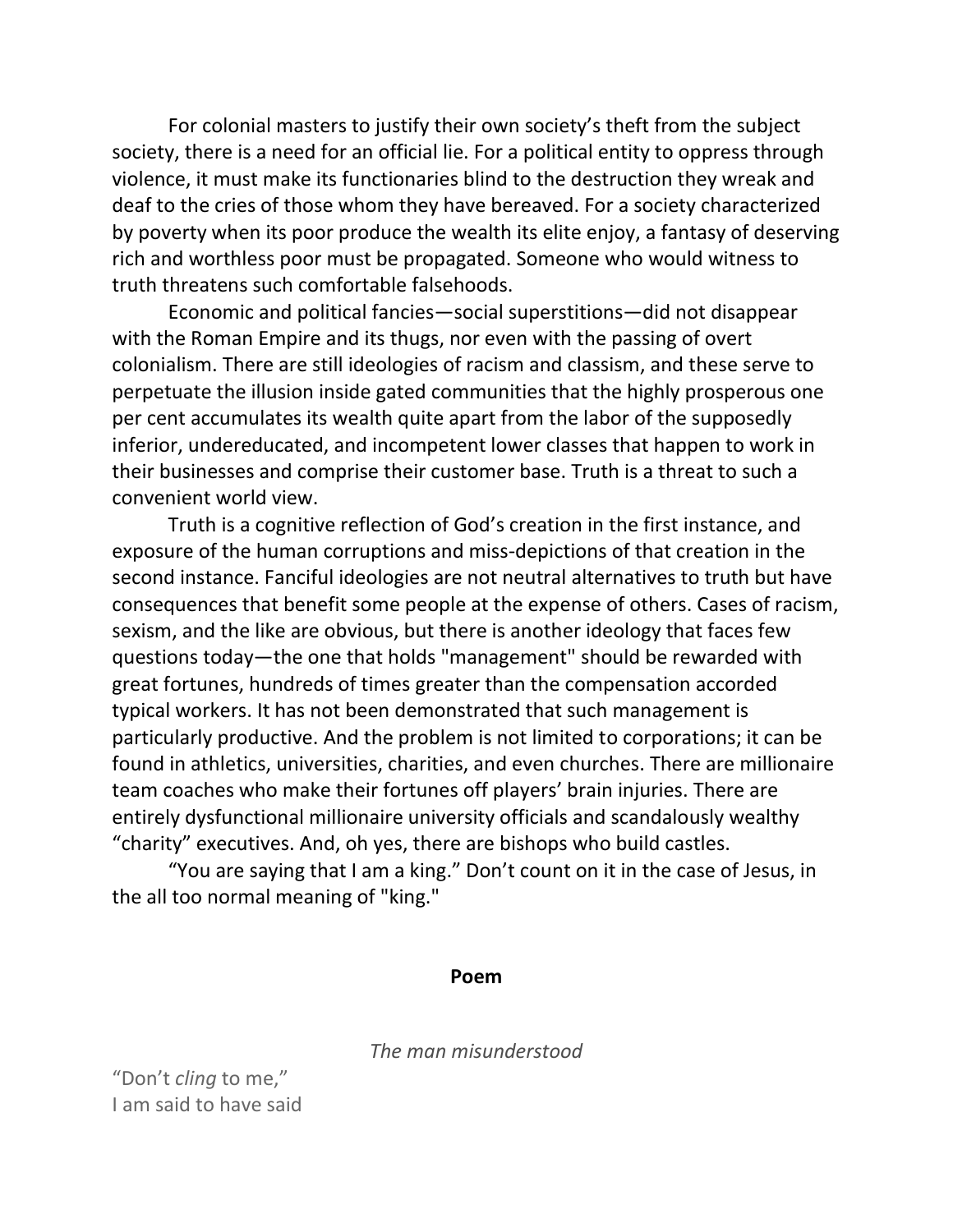For colonial masters to justify their own society's theft from the subject society, there is a need for an official lie. For a political entity to oppress through violence, it must make its functionaries blind to the destruction they wreak and deaf to the cries of those whom they have bereaved. For a society characterized by poverty when its poor produce the wealth its elite enjoy, a fantasy of deserving rich and worthless poor must be propagated. Someone who would witness to truth threatens such comfortable falsehoods.

Economic and political fancies—social superstitions—did not disappear with the Roman Empire and its thugs, nor even with the passing of overt colonialism. There are still ideologies of racism and classism, and these serve to perpetuate the illusion inside gated communities that the highly prosperous one per cent accumulates its wealth quite apart from the labor of the supposedly inferior, undereducated, and incompetent lower classes that happen to work in their businesses and comprise their customer base. Truth is a threat to such a convenient world view.

Truth is a cognitive reflection of God's creation in the first instance, and exposure of the human corruptions and miss-depictions of that creation in the second instance. Fanciful ideologies are not neutral alternatives to truth but have consequences that benefit some people at the expense of others. Cases of racism, sexism, and the like are obvious, but there is another ideology that faces few questions today—the one that holds "management" should be rewarded with great fortunes, hundreds of times greater than the compensation accorded typical workers. It has not been demonstrated that such management is particularly productive. And the problem is not limited to corporations; it can be found in athletics, universities, charities, and even churches. There are millionaire team coaches who make their fortunes off players' brain injuries. There are entirely dysfunctional millionaire university officials and scandalously wealthy "charity" executives. And, oh yes, there are bishops who build castles.

"You are saying that I am a king." Don't count on it in the case of Jesus, in the all too normal meaning of "king."

## Poem

*The man misunderstood*

"Don't *cling* to me,"  
I am said to have said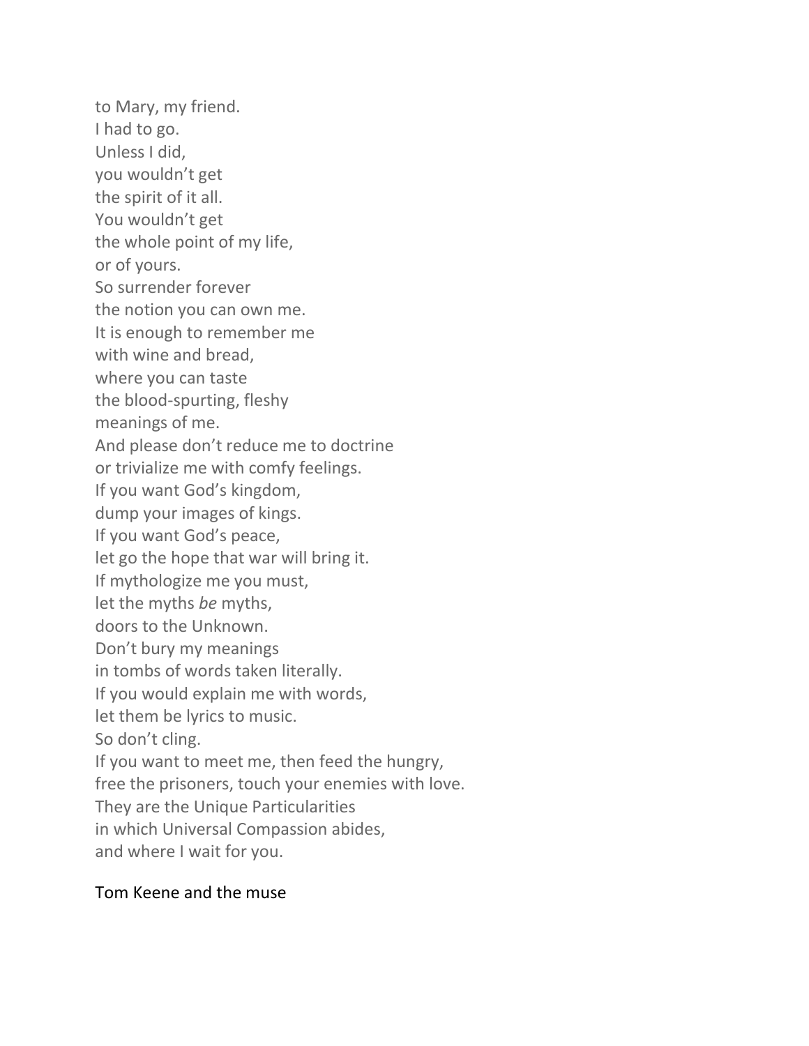to Mary, my friend.
I had to go.
Unless I did,
you wouldn't get
the spirit of it all.
You wouldn't get
the whole point of my life,
or of yours.
So surrender forever
the notion you can own me.
It is enough to remember me
with wine and bread,
where you can taste
the blood-spurting, fleshy
meanings of me.
And please don't reduce me to doctrine
or trivialize me with comfy feelings.
If you want God's kingdom,
dump your images of kings.
If you want God's peace,
let go the hope that war will bring it.
If mythologize me you must,
let the myths *be* myths,
doors to the Unknown.
Don't bury my meanings
in tombs of words taken literally.
If you would explain me with words,
let them be lyrics to music.
So don't cling.
If you want to meet me, then feed the hungry,
free the prisoners, touch your enemies with love.
They are the Unique Particularities
in which Universal Compassion abides,
and where I wait for you.

Tom Keene and the muse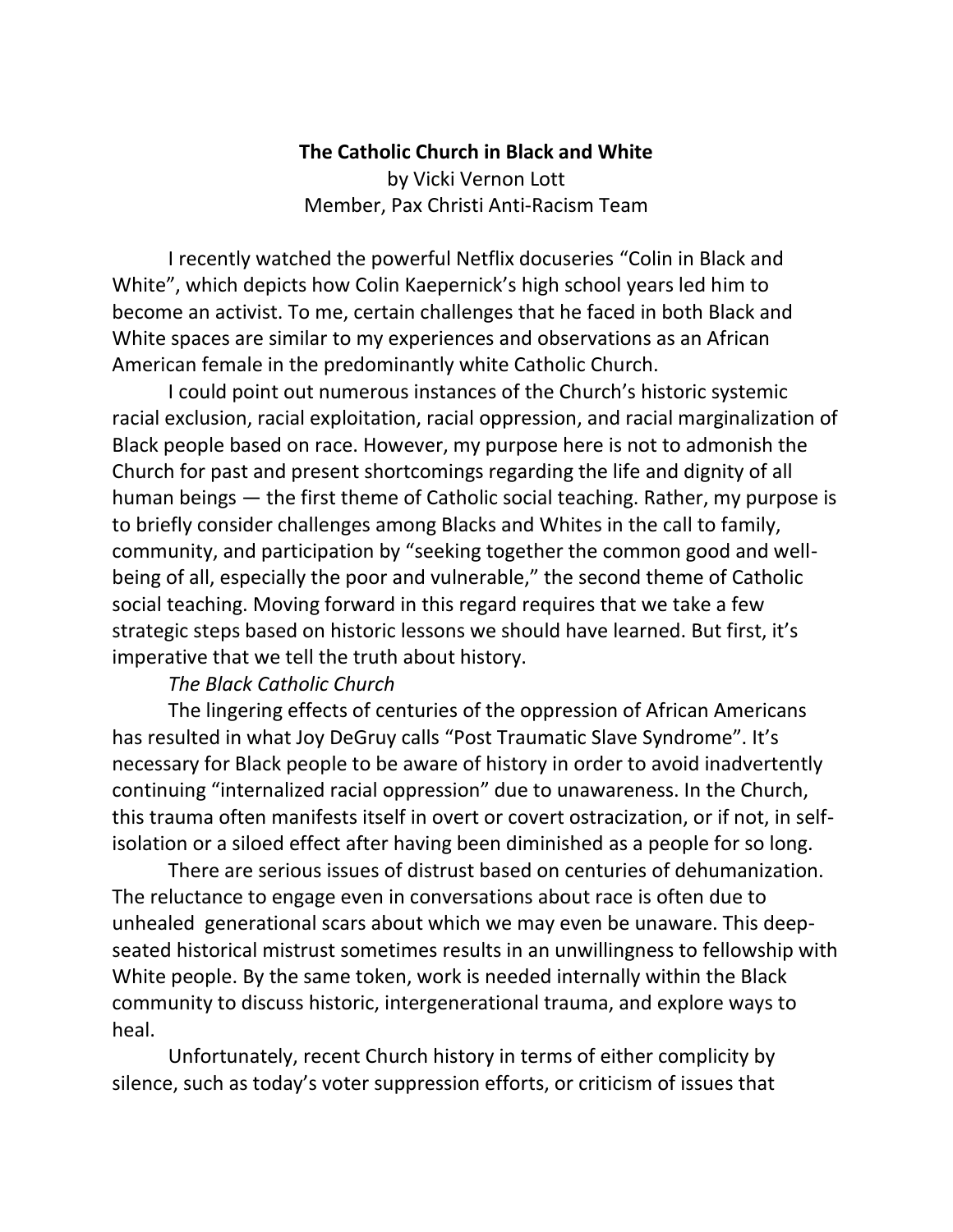**The Catholic Church in Black and White**

by Vicki Vernon Lott

Member, Pax Christi Anti-Racism Team

I recently watched the powerful Netflix docuseries "Colin in Black and White", which depicts how Colin Kaepernick's high school years led him to become an activist. To me, certain challenges that he faced in both Black and White spaces are similar to my experiences and observations as an African American female in the predominantly white Catholic Church.

I could point out numerous instances of the Church's historic systemic racial exclusion, racial exploitation, racial oppression, and racial marginalization of Black people based on race. However, my purpose here is not to admonish the Church for past and present shortcomings regarding the life and dignity of all human beings — the first theme of Catholic social teaching. Rather, my purpose is to briefly consider challenges among Blacks and Whites in the call to family, community, and participation by "seeking together the common good and well-being of all, especially the poor and vulnerable," the second theme of Catholic social teaching. Moving forward in this regard requires that we take a few strategic steps based on historic lessons we should have learned. But first, it's imperative that we tell the truth about history.

*The Black Catholic Church*

The lingering effects of centuries of the oppression of African Americans has resulted in what Joy DeGruy calls "Post Traumatic Slave Syndrome". It's necessary for Black people to be aware of history in order to avoid inadvertently continuing "internalized racial oppression" due to unawareness. In the Church, this trauma often manifests itself in overt or covert ostracization, or if not, in self-isolation or a siloed effect after having been diminished as a people for so long.

There are serious issues of distrust based on centuries of dehumanization. The reluctance to engage even in conversations about race is often due to unhealed generational scars about which we may even be unaware. This deep-seated historical mistrust sometimes results in an unwillingness to fellowship with White people. By the same token, work is needed internally within the Black community to discuss historic, intergenerational trauma, and explore ways to heal.

Unfortunately, recent Church history in terms of either complicity by silence, such as today's voter suppression efforts, or criticism of issues that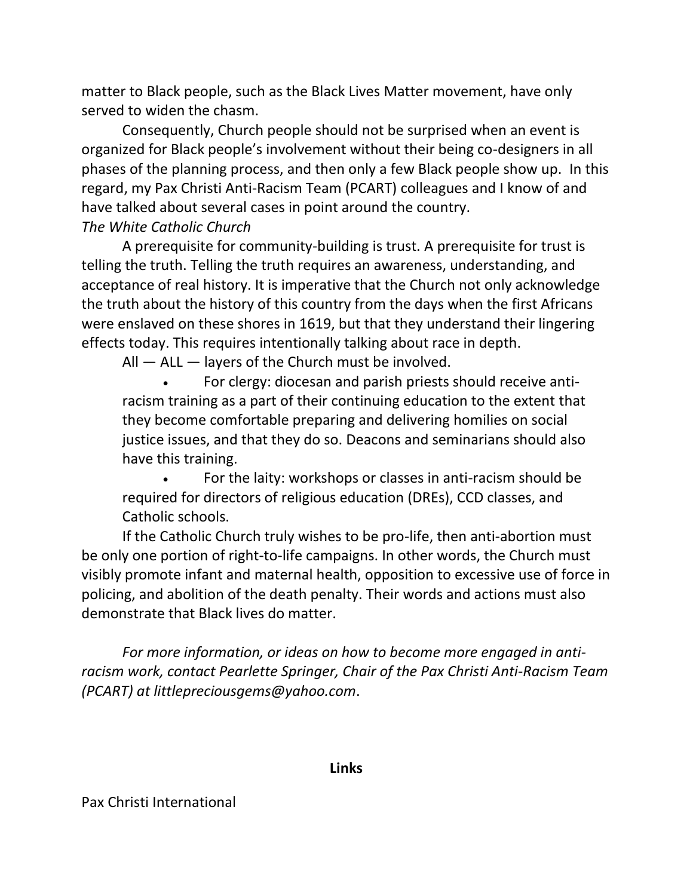matter to Black people, such as the Black Lives Matter movement, have only served to widen the chasm.

Consequently, Church people should not be surprised when an event is organized for Black people's involvement without their being co-designers in all phases of the planning process, and then only a few Black people show up. In this regard, my Pax Christi Anti-Racism Team (PCART) colleagues and I know of and have talked about several cases in point around the country.

*The White Catholic Church*

A prerequisite for community-building is trust. A prerequisite for trust is telling the truth. Telling the truth requires an awareness, understanding, and acceptance of real history. It is imperative that the Church not only acknowledge the truth about the history of this country from the days when the first Africans were enslaved on these shores in 1619, but that they understand their lingering effects today. This requires intentionally talking about race in depth.

All — ALL — layers of the Church must be involved.

- For clergy: diocesan and parish priests should receive anti-racism training as a part of their continuing education to the extent that they become comfortable preparing and delivering homilies on social justice issues, and that they do so. Deacons and seminarians should also have this training.
- For the laity: workshops or classes in anti-racism should be required for directors of religious education (DREs), CCD classes, and Catholic schools.

If the Catholic Church truly wishes to be pro-life, then anti-abortion must be only one portion of right-to-life campaigns. In other words, the Church must visibly promote infant and maternal health, opposition to excessive use of force in policing, and abolition of the death penalty. Their words and actions must also demonstrate that Black lives do matter.

*For more information, or ideas on how to become more engaged in anti-racism work, contact Pearlette Springer, Chair of the Pax Christi Anti-Racism Team (PCART) at littlepreciousgems@yahoo.com*.

**Links**

Pax Christi International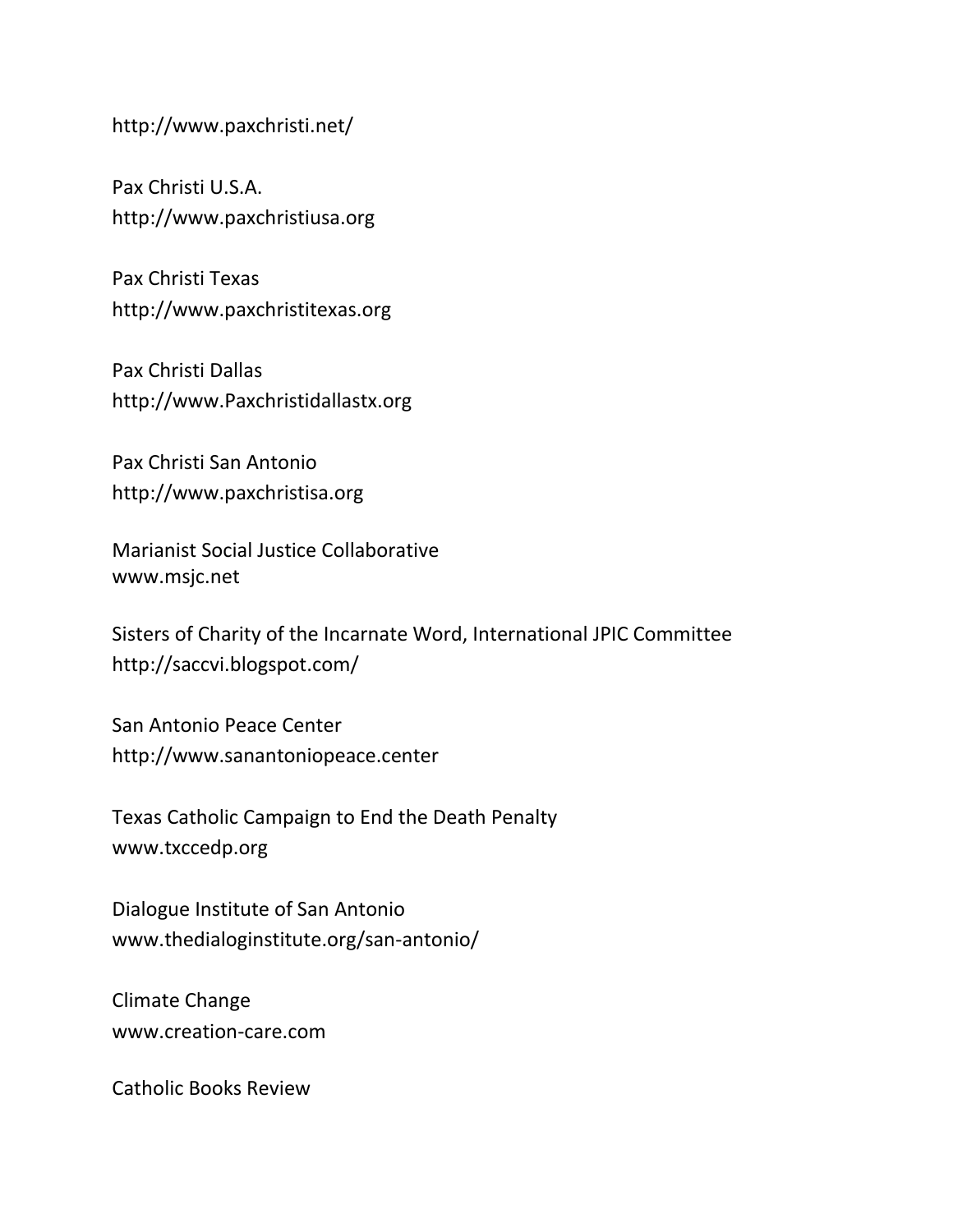http://www.paxchristi.net/

Pax Christi U.S.A.
http://www.paxchristiusa.org

Pax Christi Texas
http://www.paxchristitexas.org

Pax Christi Dallas
http://www.Paxchristidallastx.org

Pax Christi San Antonio
http://www.paxchristisa.org

Marianist Social Justice Collaborative
www.msjc.net

Sisters of Charity of the Incarnate Word, International JPIC Committee
http://saccvi.blogspot.com/

San Antonio Peace Center
http://www.sanantoniopeace.center

Texas Catholic Campaign to End the Death Penalty
www.txccedp.org

Dialogue Institute of San Antonio
www.thedialoginstitute.org/san-antonio/

Climate Change
www.creation-care.com

Catholic Books Review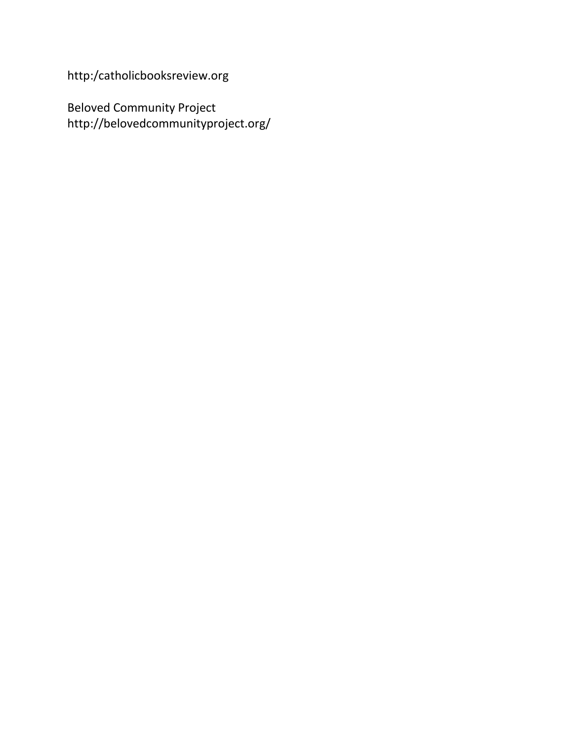http:/catholicbooksreview.org

Beloved Community Project
http://belovedcommunityproject.org/